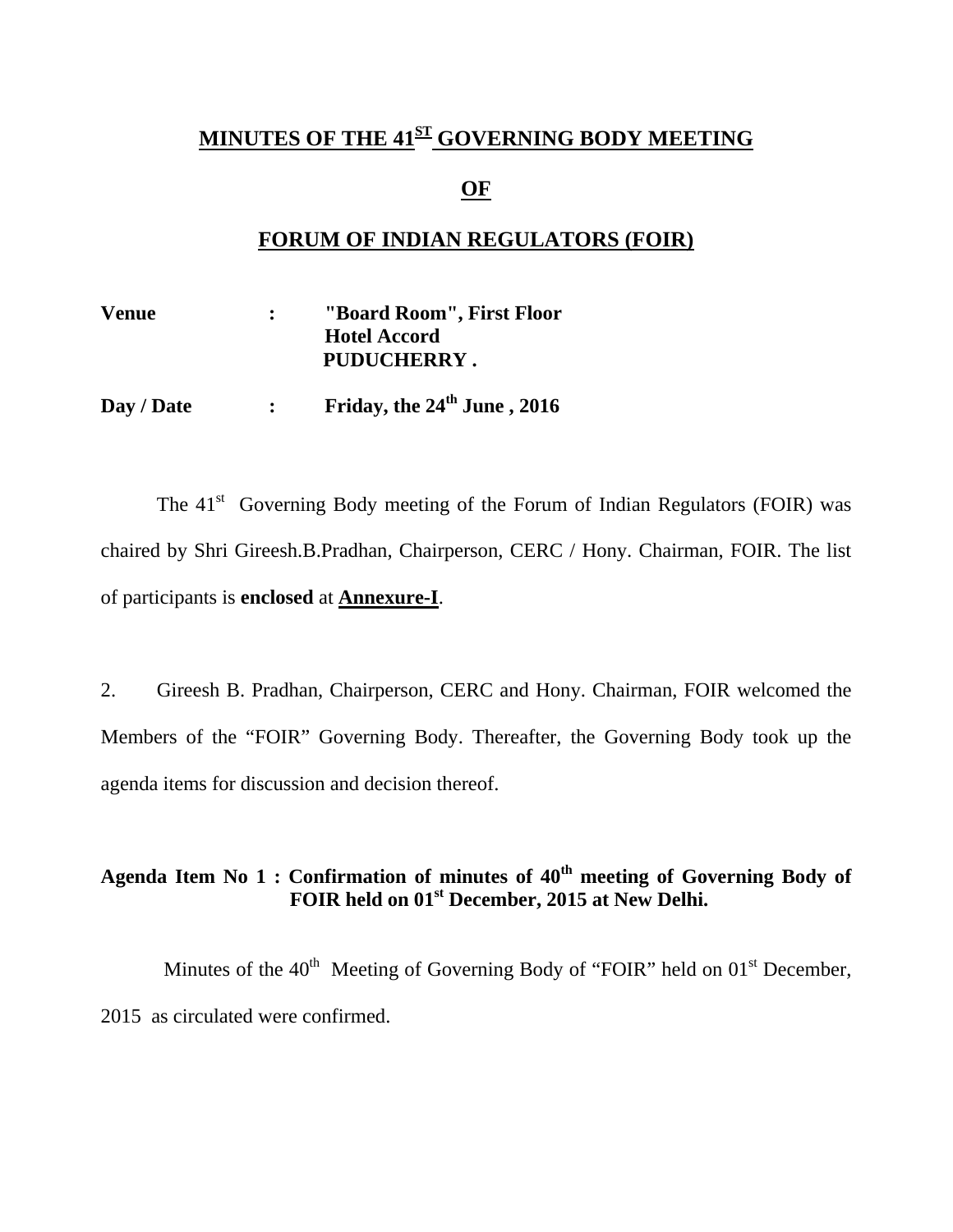# MINUTES OF THE 41ST GOVERNING BODY MEETING

## OF

## FORUM OF INDIAN REGULATORS (FOIR)

**Venue** : **"Board Room", First Floor**
**Hotel Accord**
**PUDUCHERRY .**

**Day / Date** : **Friday, the 24th June , 2016**

The 41st Governing Body meeting of the Forum of Indian Regulators (FOIR) was chaired by Shri Gireesh.B.Pradhan, Chairperson, CERC / Hony. Chairman, FOIR. The list of participants is **enclosed** at **Annexure-I**.

2. Gireesh B. Pradhan, Chairperson, CERC and Hony. Chairman, FOIR welcomed the Members of the "FOIR" Governing Body. Thereafter, the Governing Body took up the agenda items for discussion and decision thereof.

**Agenda Item No 1 : Confirmation of minutes of 40th meeting of Governing Body of FOIR held on 01st December, 2015 at New Delhi.**

Minutes of the 40th Meeting of Governing Body of "FOIR" held on 01st December, 2015 as circulated were confirmed.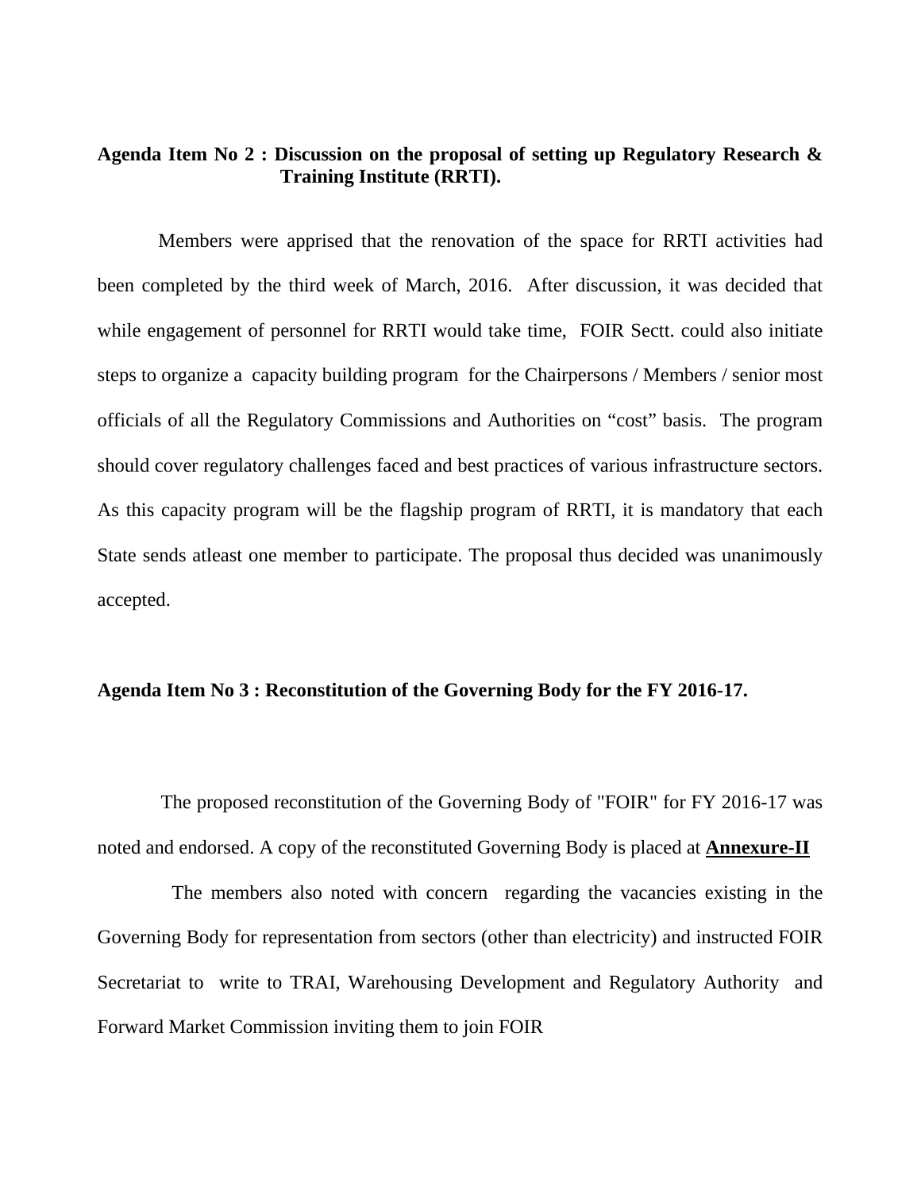**Agenda Item No 2 : Discussion on the proposal of setting up Regulatory Research & Training Institute (RRTI).**

Members were apprised that the renovation of the space for RRTI activities had been completed by the third week of March, 2016. After discussion, it was decided that while engagement of personnel for RRTI would take time, FOIR Sectt. could also initiate steps to organize a capacity building program for the Chairpersons / Members / senior most officials of all the Regulatory Commissions and Authorities on "cost" basis. The program should cover regulatory challenges faced and best practices of various infrastructure sectors. As this capacity program will be the flagship program of RRTI, it is mandatory that each State sends atleast one member to participate. The proposal thus decided was unanimously accepted.

**Agenda Item No 3 : Reconstitution of the Governing Body for the FY 2016-17.**

The proposed reconstitution of the Governing Body of "FOIR" for FY 2016-17 was noted and endorsed. A copy of the reconstituted Governing Body is placed at **Annexure-II**

The members also noted with concern regarding the vacancies existing in the Governing Body for representation from sectors (other than electricity) and instructed FOIR Secretariat to write to TRAI, Warehousing Development and Regulatory Authority and Forward Market Commission inviting them to join FOIR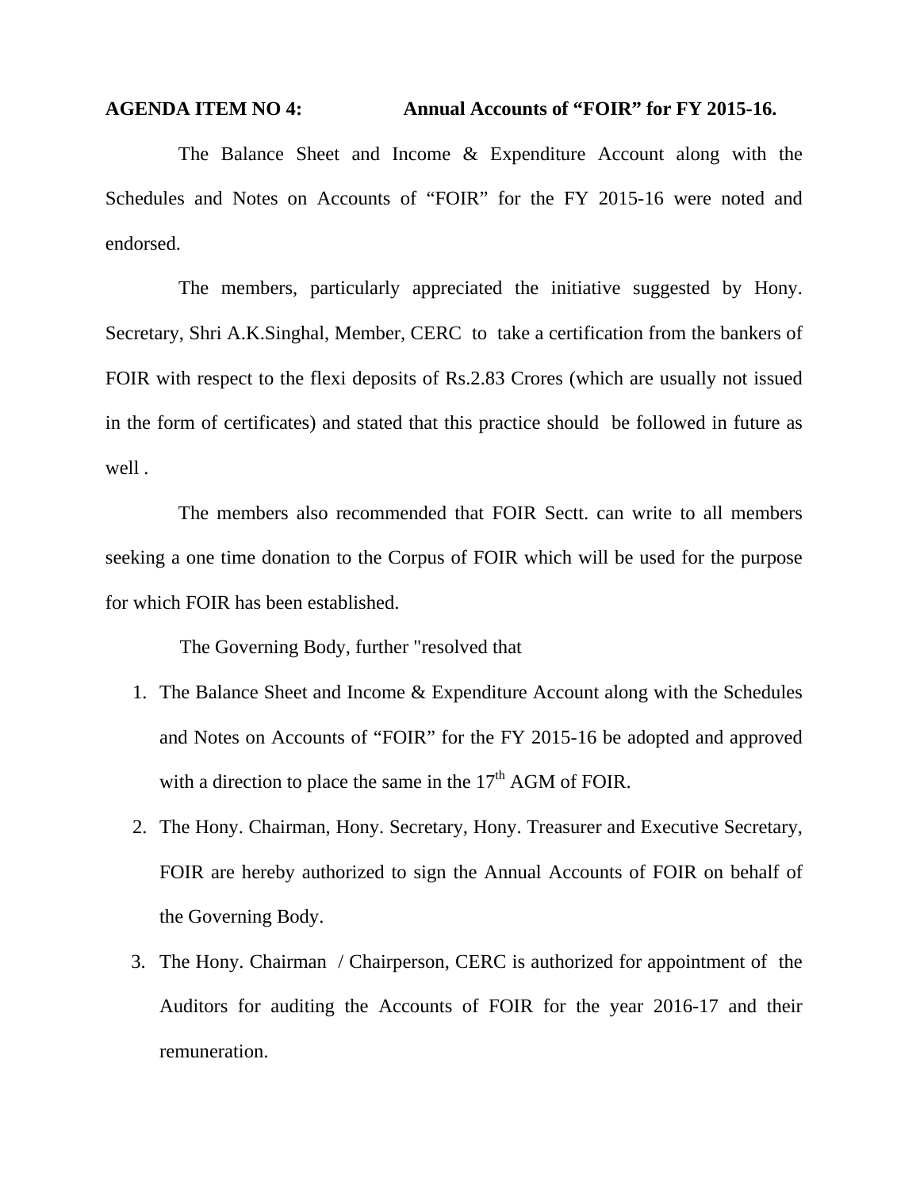**AGENDA ITEM NO 4: Annual Accounts of "FOIR" for FY 2015-16.**

The Balance Sheet and Income & Expenditure Account along with the Schedules and Notes on Accounts of "FOIR" for the FY 2015-16 were noted and endorsed.

The members, particularly appreciated the initiative suggested by Hony. Secretary, Shri A.K.Singhal, Member, CERC to take a certification from the bankers of FOIR with respect to the flexi deposits of Rs.2.83 Crores (which are usually not issued in the form of certificates) and stated that this practice should be followed in future as well .

The members also recommended that FOIR Sectt. can write to all members seeking a one time donation to the Corpus of FOIR which will be used for the purpose for which FOIR has been established.

The Governing Body, further "resolved that

1. The Balance Sheet and Income & Expenditure Account along with the Schedules and Notes on Accounts of "FOIR" for the FY 2015-16 be adopted and approved with a direction to place the same in the 17th AGM of FOIR.
2. The Hony. Chairman, Hony. Secretary, Hony. Treasurer and Executive Secretary, FOIR are hereby authorized to sign the Annual Accounts of FOIR on behalf of the Governing Body.
3. The Hony. Chairman / Chairperson, CERC is authorized for appointment of the Auditors for auditing the Accounts of FOIR for the year 2016-17 and their remuneration.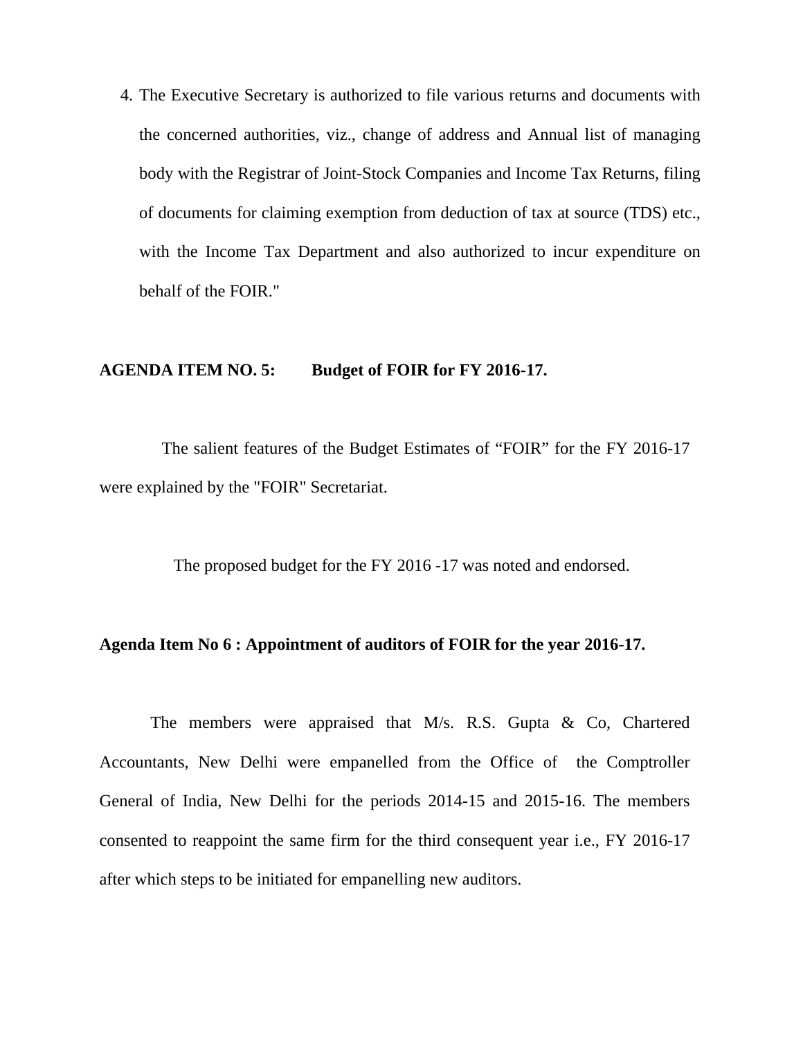4. The Executive Secretary is authorized to file various returns and documents with the concerned authorities, viz., change of address and Annual list of managing body with the Registrar of Joint-Stock Companies and Income Tax Returns, filing of documents for claiming exemption from deduction of tax at source (TDS) etc., with the Income Tax Department and also authorized to incur expenditure on behalf of the FOIR."

**AGENDA ITEM NO. 5: Budget of FOIR for FY 2016-17.**

The salient features of the Budget Estimates of "FOIR" for the FY 2016-17 were explained by the "FOIR" Secretariat.

The proposed budget for the FY 2016 -17 was noted and endorsed.

**Agenda Item No 6 : Appointment of auditors of FOIR for the year 2016-17.**

The members were appraised that M/s. R.S. Gupta & Co, Chartered Accountants, New Delhi were empanelled from the Office of the Comptroller General of India, New Delhi for the periods 2014-15 and 2015-16. The members consented to reappoint the same firm for the third consequent year i.e., FY 2016-17 after which steps to be initiated for empanelling new auditors.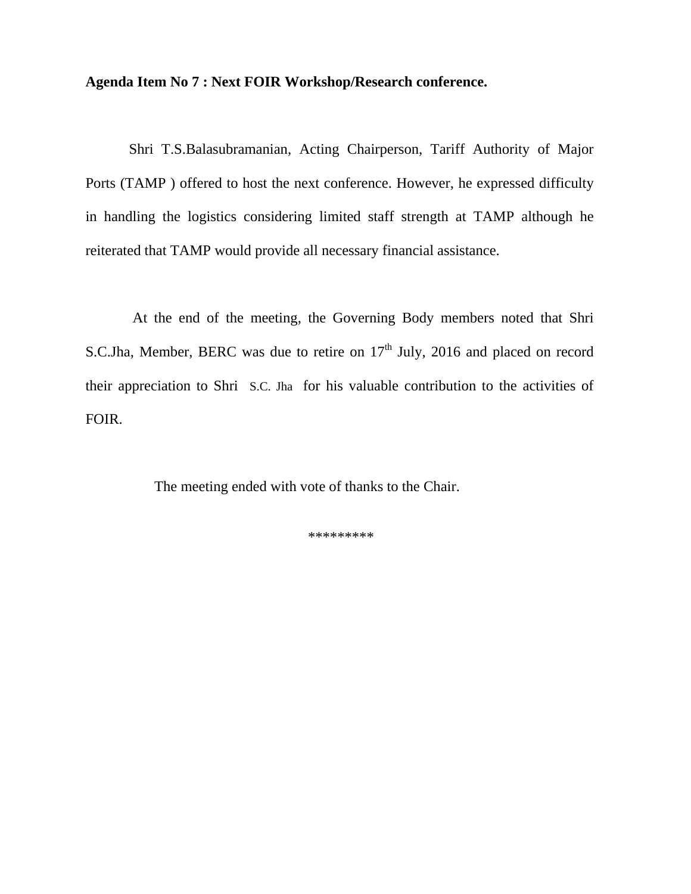**Agenda Item No 7 : Next FOIR Workshop/Research conference.**

Shri T.S.Balasubramanian, Acting Chairperson, Tariff Authority of Major Ports (TAMP ) offered to host the next conference. However, he expressed difficulty in handling the logistics considering limited staff strength at TAMP although he reiterated that TAMP would provide all necessary financial assistance.

At the end of the meeting, the Governing Body members noted that Shri S.C.Jha, Member, BERC was due to retire on 17th July, 2016 and placed on record their appreciation to Shri S.C. Jha for his valuable contribution to the activities of FOIR.

The meeting ended with vote of thanks to the Chair.

*********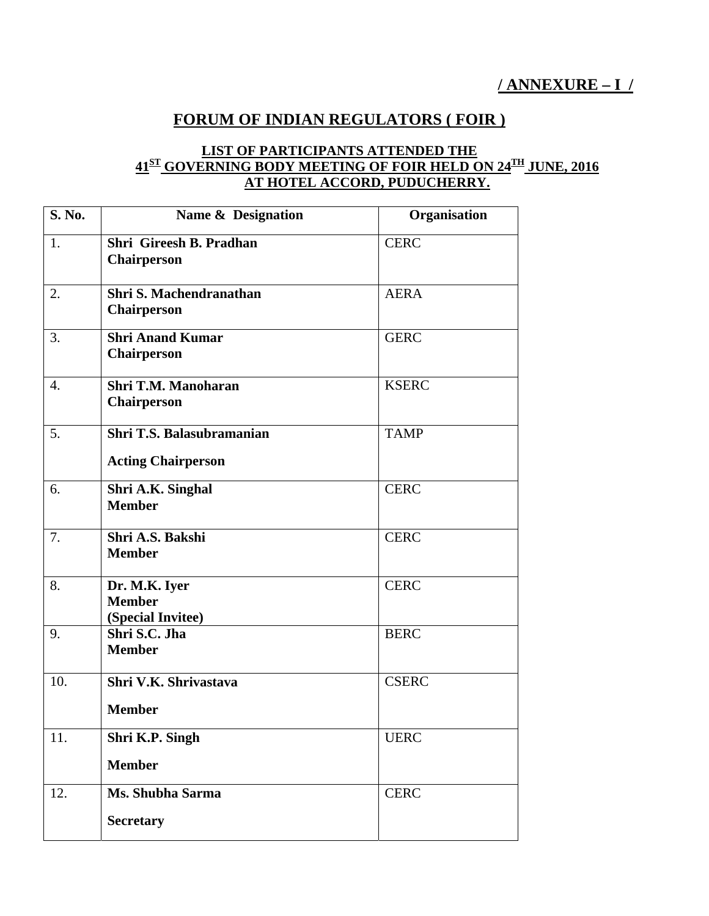**/ ANNEXURE – I /**

# FORUM OF INDIAN REGULATORS ( FOIR )

## LIST OF PARTICIPANTS ATTENDED THE 41ST GOVERNING BODY MEETING OF FOIR HELD ON 24TH JUNE, 2016 AT HOTEL ACCORD, PUDUCHERRY.

| S. No. | Name & Designation | Organisation |
|---|---|---|
| 1. | **Shri Gireesh B. Pradhan**<br>**Chairperson** | CERC |
| 2. | **Shri S. Machendranathan**<br>**Chairperson** | AERA |
| 3. | **Shri Anand Kumar**<br>**Chairperson** | GERC |
| 4. | **Shri T.M. Manoharan**<br>**Chairperson** | KSERC |
| 5. | **Shri T.S. Balasubramanian**<br>**Acting Chairperson** | TAMP |
| 6. | **Shri A.K. Singhal**<br>**Member** | CERC |
| 7. | **Shri A.S. Bakshi**<br>**Member** | CERC |
| 8. | **Dr. M.K. Iyer**<br>**Member**<br>**(Special Invitee)** | CERC |
| 9. | **Shri S.C. Jha**<br>**Member** | BERC |
| 10. | **Shri V.K. Shrivastava**<br>**Member** | CSERC |
| 11. | **Shri K.P. Singh**<br>**Member** | UERC |
| 12. | **Ms. Shubha Sarma**<br>**Secretary** | CERC |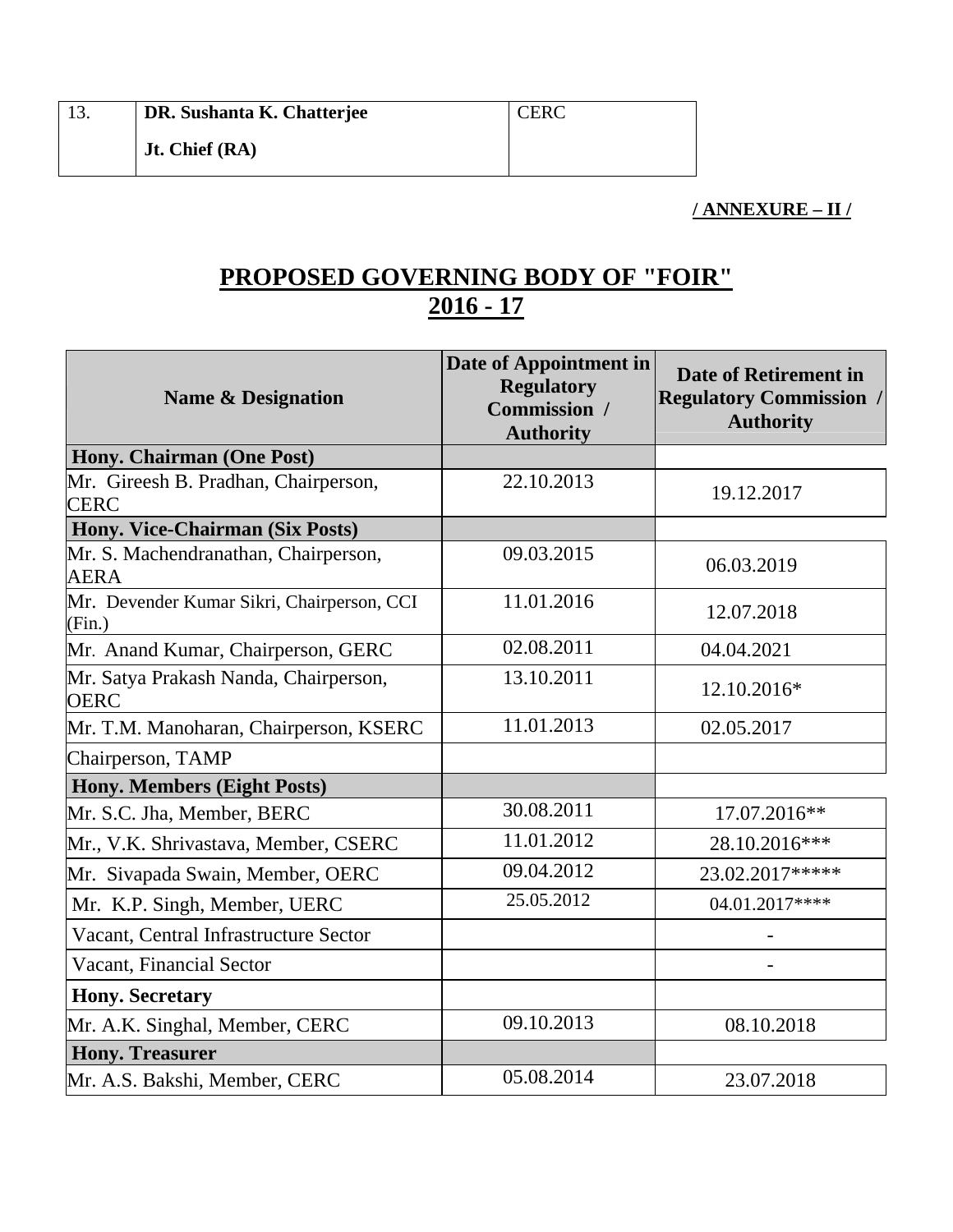| 13. | **DR. Sushanta K. Chatterjee**<br>**Jt. Chief (RA)** | CERC |
|---|---|---|

**/ ANNEXURE – II /**

# PROPOSED GOVERNING BODY OF "FOIR" 2016 - 17

| Name & Designation | Date of Appointment in Regulatory Commission / Authority | Date of Retirement in Regulatory Commission / Authority |
|---|---|---|
| **Hony. Chairman (One Post)** | | |
| Mr. Gireesh B. Pradhan, Chairperson, CERC | 22.10.2013 | 19.12.2017 |
| **Hony. Vice-Chairman (Six Posts)** | | |
| Mr. S. Machendranathan, Chairperson, AERA | 09.03.2015 | 06.03.2019 |
| Mr. Devender Kumar Sikri, Chairperson, CCI (Fin.) | 11.01.2016 | 12.07.2018 |
| Mr. Anand Kumar, Chairperson, GERC | 02.08.2011 | 04.04.2021 |
| Mr. Satya Prakash Nanda, Chairperson, OERC | 13.10.2011 | 12.10.2016* |
| Mr. T.M. Manoharan, Chairperson, KSERC | 11.01.2013 | 02.05.2017 |
| Chairperson, TAMP | | |
| **Hony. Members (Eight Posts)** | | |
| Mr. S.C. Jha, Member, BERC | 30.08.2011 | 17.07.2016** |
| Mr., V.K. Shrivastava, Member, CSERC | 11.01.2012 | 28.10.2016*** |
| Mr. Sivapada Swain, Member, OERC | 09.04.2012 | 23.02.2017***** |
| Mr. K.P. Singh, Member, UERC | 25.05.2012 | 04.01.2017**** |
| Vacant, Central Infrastructure Sector | | - |
| Vacant, Financial Sector | | - |
| **Hony. Secretary** | | |
| Mr. A.K. Singhal, Member, CERC | 09.10.2013 | 08.10.2018 |
| **Hony. Treasurer** | | |
| Mr. A.S. Bakshi, Member, CERC | 05.08.2014 | 23.07.2018 |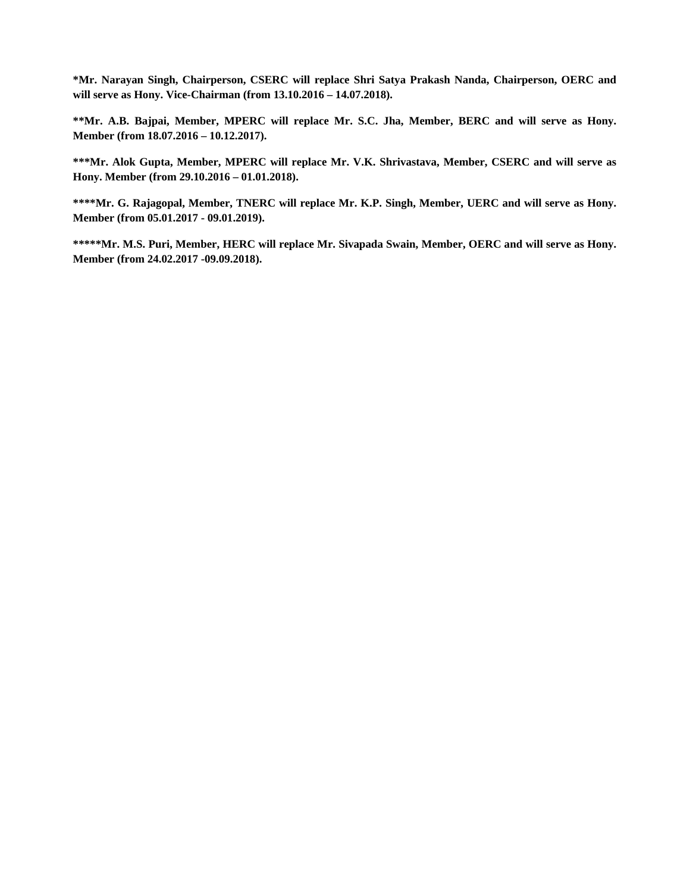**\*Mr. Narayan Singh, Chairperson, CSERC will replace Shri Satya Prakash Nanda, Chairperson, OERC and will serve as Hony. Vice-Chairman (from 13.10.2016 – 14.07.2018).**

**\*\*Mr. A.B. Bajpai, Member, MPERC will replace Mr. S.C. Jha, Member, BERC and will serve as Hony. Member (from 18.07.2016 – 10.12.2017).**

**\*\*\*Mr. Alok Gupta, Member, MPERC will replace Mr. V.K. Shrivastava, Member, CSERC and will serve as Hony. Member (from 29.10.2016 – 01.01.2018).**

**\*\*\*\*Mr. G. Rajagopal, Member, TNERC will replace Mr. K.P. Singh, Member, UERC and will serve as Hony. Member (from 05.01.2017 - 09.01.2019).**

**\*\*\*\*\*Mr. M.S. Puri, Member, HERC will replace Mr. Sivapada Swain, Member, OERC and will serve as Hony. Member (from 24.02.2017 -09.09.2018).**